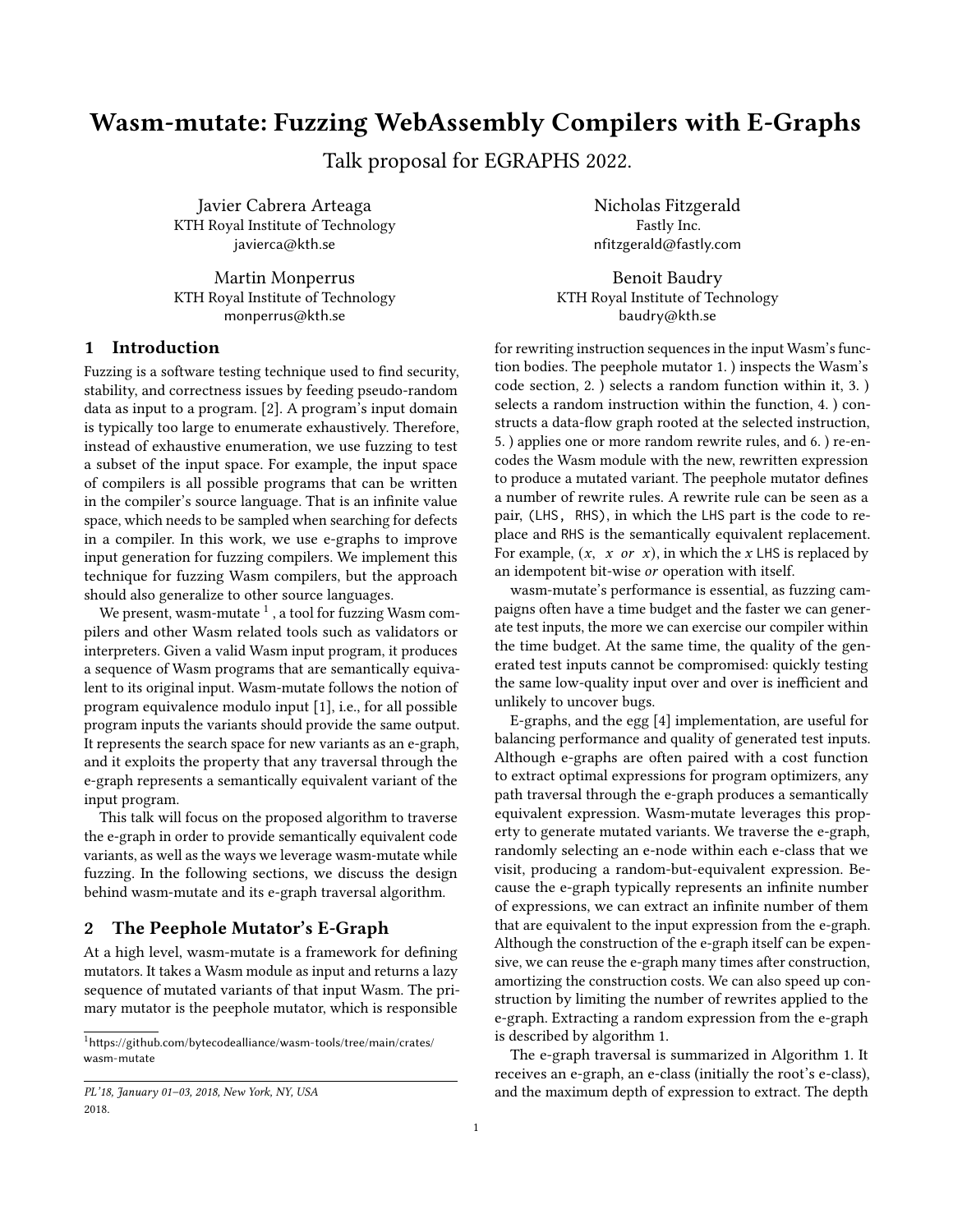# Wasm-mutate: Fuzzing WebAssembly Compilers with E-Graphs

Talk proposal for EGRAPHS 2022.

Javier Cabrera Arteaga
KTH Royal Institute of Technology
javierca@kth.se

Nicholas Fitzgerald
Fastly Inc.
nfitzgerald@fastly.com

Martin Monperrus
KTH Royal Institute of Technology
monperrus@kth.se

Benoit Baudry
KTH Royal Institute of Technology
baudry@kth.se

## 1 Introduction

Fuzzing is a software testing technique used to find security, stability, and correctness issues by feeding pseudo-random data as input to a program. [2]. A program's input domain is typically too large to enumerate exhaustively. Therefore, instead of exhaustive enumeration, we use fuzzing to test a subset of the input space. For example, the input space of compilers is all possible programs that can be written in the compiler's source language. That is an infinite value space, which needs to be sampled when searching for defects in a compiler. In this work, we use e-graphs to improve input generation for fuzzing compilers. We implement this technique for fuzzing Wasm compilers, but the approach should also generalize to other source languages.

We present, wasm-mutate [1] , a tool for fuzzing Wasm compilers and other Wasm related tools such as validators or interpreters. Given a valid Wasm input program, it produces a sequence of Wasm programs that are semantically equivalent to its original input. Wasm-mutate follows the notion of program equivalence modulo input [1], i.e., for all possible program inputs the variants should provide the same output. It represents the search space for new variants as an e-graph, and it exploits the property that any traversal through the e-graph represents a semantically equivalent variant of the input program.

This talk will focus on the proposed algorithm to traverse the e-graph in order to provide semantically equivalent code variants, as well as the ways we leverage wasm-mutate while fuzzing. In the following sections, we discuss the design behind wasm-mutate and its e-graph traversal algorithm.

## 2 The Peephole Mutator's E-Graph

At a high level, wasm-mutate is a framework for defining mutators. It takes a Wasm module as input and returns a lazy sequence of mutated variants of that input Wasm. The primary mutator is the peephole mutator, which is responsible for rewriting instruction sequences in the input Wasm's function bodies. The peephole mutator 1. ) inspects the Wasm's code section, 2. ) selects a random function within it, 3. ) selects a random instruction within the function, 4. ) constructs a data-flow graph rooted at the selected instruction, 5. ) applies one or more random rewrite rules, and 6. ) re-encodes the Wasm module with the new, rewritten expression to produce a mutated variant. The peephole mutator defines a number of rewrite rules. A rewrite rule can be seen as a pair, (LHS, RHS), in which the LHS part is the code to replace and RHS is the semantically equivalent replacement. For example, ($x$, $x$ *or* $x$), in which the $x$ LHS is replaced by an idempotent bit-wise *or* operation with itself.

wasm-mutate's performance is essential, as fuzzing campaigns often have a time budget and the faster we can generate test inputs, the more we can exercise our compiler within the time budget. At the same time, the quality of the generated test inputs cannot be compromised: quickly testing the same low-quality input over and over is inefficient and unlikely to uncover bugs.

E-graphs, and the egg [4] implementation, are useful for balancing performance and quality of generated test inputs. Although e-graphs are often paired with a cost function to extract optimal expressions for program optimizers, any path traversal through the e-graph produces a semantically equivalent expression. Wasm-mutate leverages this property to generate mutated variants. We traverse the e-graph, randomly selecting an e-node within each e-class that we visit, producing a random-but-equivalent expression. Because the e-graph typically represents an infinite number of expressions, we can extract an infinite number of them that are equivalent to the input expression from the e-graph. Although the construction of the e-graph itself can be expensive, we can reuse the e-graph many times after construction, amortizing the construction costs. We can also speed up construction by limiting the number of rewrites applied to the e-graph. Extracting a random expression from the e-graph is described by algorithm 1.

The e-graph traversal is summarized in Algorithm 1. It receives an e-graph, an e-class (initially the root's e-class), and the maximum depth of expression to extract. The depth

[1] https://github.com/bytecodealliance/wasm-tools/tree/main/crates/wasm-mutate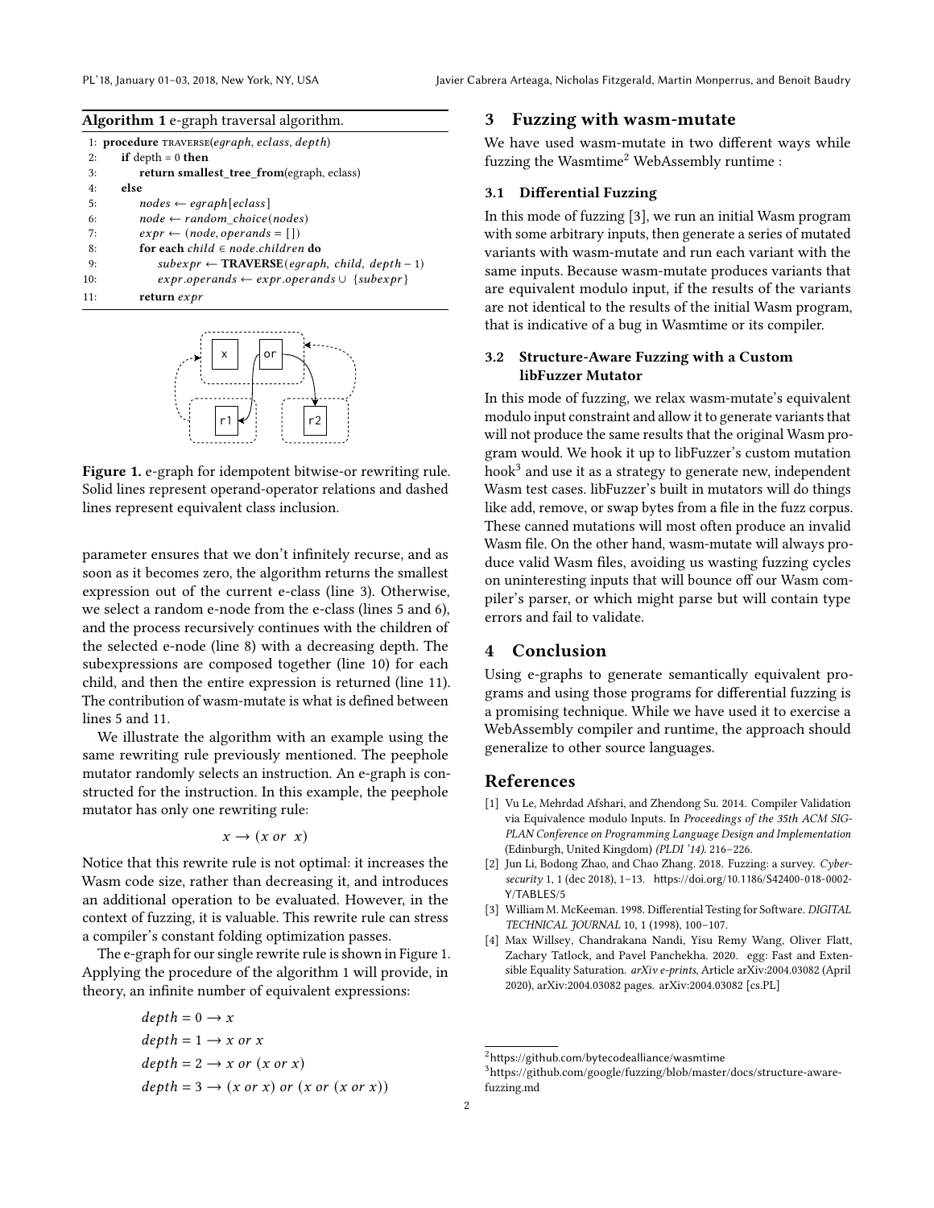**Algorithm 1** e-graph traversal algorithm.

```
1: procedure TRAVERSE(egraph, eclass, depth)
2:     if depth = 0 then
3:         return smallest_tree_from(egraph, eclass)
4:     else
5:         nodes ← egraph[eclass]
6:         node ← random_choice(nodes)
7:         expr ← (node, operands = [])
8:         for each child ∈ node.children do
9:             subexpr ← TRAVERSE(egraph, child, depth − 1)
10:            expr.operands ← expr.operands ∪ {subexpr}
11:        return expr
```

x
or
r1
r2

**Figure 1.** e-graph for idempotent bitwise-or rewriting rule. Solid lines represent operand-operator relations and dashed lines represent equivalent class inclusion.

parameter ensures that we don't infinitely recurse, and as soon as it becomes zero, the algorithm returns the smallest expression out of the current e-class (line 3). Otherwise, we select a random e-node from the e-class (lines 5 and 6), and the process recursively continues with the children of the selected e-node (line 8) with a decreasing depth. The subexpressions are composed together (line 10) for each child, and then the entire expression is returned (line 11). The contribution of wasm-mutate is what is defined between lines 5 and 11.

We illustrate the algorithm with an example using the same rewriting rule previously mentioned. The peephole mutator randomly selects an instruction. An e-graph is constructed for the instruction. In this example, the peephole mutator has only one rewriting rule:

$$x \rightarrow (x \text{ } or \text{ } x)$$

Notice that this rewrite rule is not optimal: it increases the Wasm code size, rather than decreasing it, and introduces an additional operation to be evaluated. However, in the context of fuzzing, it is valuable. This rewrite rule can stress a compiler's constant folding optimization passes.

The e-graph for our single rewrite rule is shown in Figure 1. Applying the procedure of the algorithm 1 will provide, in theory, an infinite number of equivalent expressions:

$$depth = 0 \rightarrow x$$
$$depth = 1 \rightarrow x \text{ } or \text{ } x$$
$$depth = 2 \rightarrow x \text{ } or \text{ } (x \text{ } or \text{ } x)$$
$$depth = 3 \rightarrow (x \text{ } or \text{ } x) \text{ } or \text{ } (x \text{ } or \text{ } (x \text{ } or \text{ } x))$$

## 3 Fuzzing with wasm-mutate

We have used wasm-mutate in two different ways while fuzzing the Wasmtime[2] WebAssembly runtime :

### 3.1 Differential Fuzzing

In this mode of fuzzing [3], we run an initial Wasm program with some arbitrary inputs, then generate a series of mutated variants with wasm-mutate and run each variant with the same inputs. Because wasm-mutate produces variants that are equivalent modulo input, if the results of the variants are not identical to the results of the initial Wasm program, that is indicative of a bug in Wasmtime or its compiler.

### 3.2 Structure-Aware Fuzzing with a Custom libFuzzer Mutator

In this mode of fuzzing, we relax wasm-mutate's equivalent modulo input constraint and allow it to generate variants that will not produce the same results that the original Wasm program would. We hook it up to libFuzzer's custom mutation hook[3] and use it as a strategy to generate new, independent Wasm test cases. libFuzzer's built in mutators will do things like add, remove, or swap bytes from a file in the fuzz corpus. These canned mutations will most often produce an invalid Wasm file. On the other hand, wasm-mutate will always produce valid Wasm files, avoiding us wasting fuzzing cycles on uninteresting inputs that will bounce off our Wasm compiler's parser, or which might parse but will contain type errors and fail to validate.

## 4 Conclusion

Using e-graphs to generate semantically equivalent programs and using those programs for differential fuzzing is a promising technique. While we have used it to exercise a WebAssembly compiler and runtime, the approach should generalize to other source languages.

## References

[1] Vu Le, Mehrdad Afshari, and Zhendong Su. 2014. Compiler Validation via Equivalence modulo Inputs. In *Proceedings of the 35th ACM SIGPLAN Conference on Programming Language Design and Implementation* (Edinburgh, United Kingdom) *(PLDI '14)*. 216–226.

[2] Jun Li, Bodong Zhao, and Chao Zhang. 2018. Fuzzing: a survey. *Cybersecurity* 1, 1 (dec 2018), 1–13. https://doi.org/10.1186/S42400-018-0002-Y/TABLES/5

[3] William M. McKeeman. 1998. Differential Testing for Software. *DIGITAL TECHNICAL JOURNAL* 10, 1 (1998), 100–107.

[4] Max Willsey, Chandrakana Nandi, Yisu Remy Wang, Oliver Flatt, Zachary Tatlock, and Pavel Panchekha. 2020. egg: Fast and Extensible Equality Saturation. *arXiv e-prints*, Article arXiv:2004.03082 (April 2020), arXiv:2004.03082 pages. arXiv:2004.03082 [cs.PL]

---

[2] https://github.com/bytecodealliance/wasmtime

[3] https://github.com/google/fuzzing/blob/master/docs/structure-aware-fuzzing.md